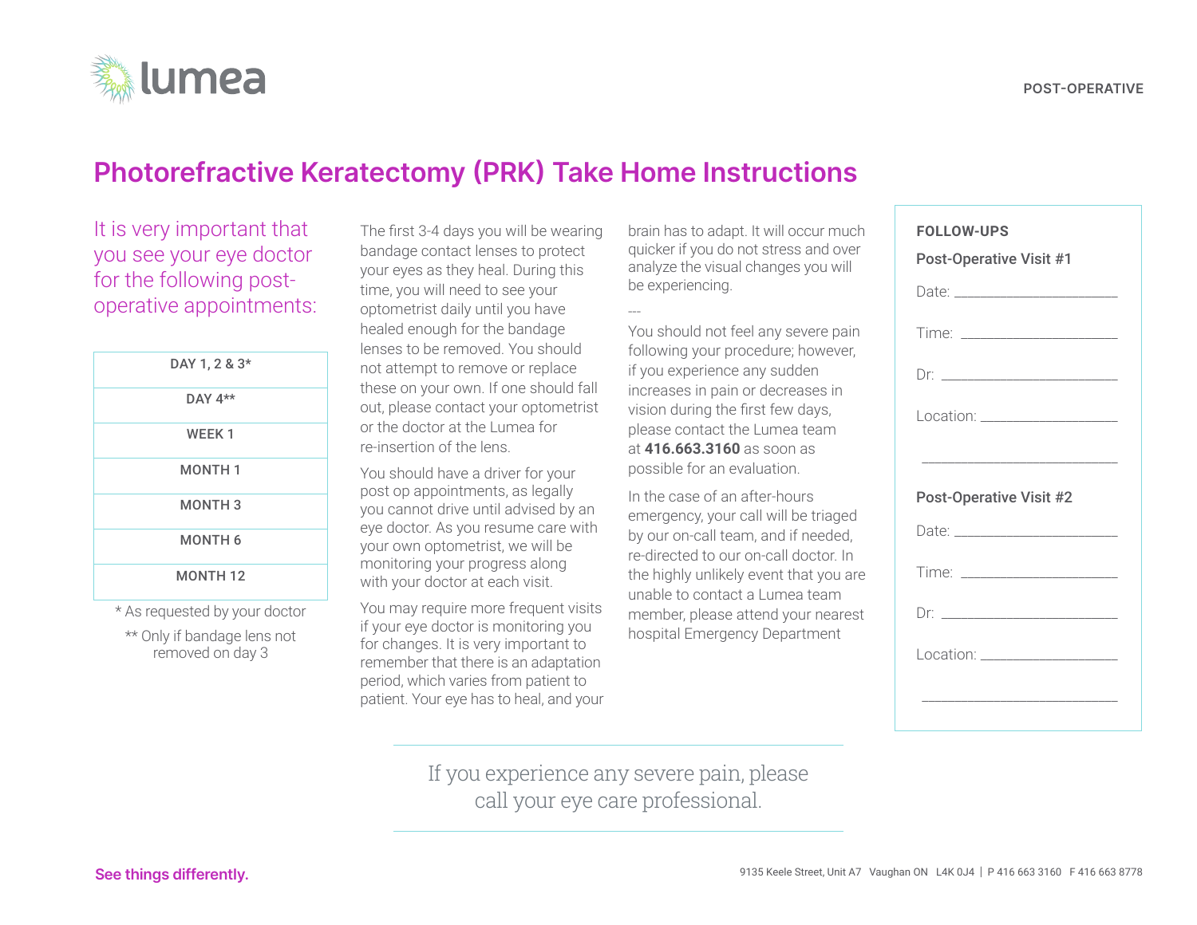# Photorefractive Keratectomy (PRK) Take Home Instructions

It is very important that you see your eye doctor for the following post-operative appointments:

| DAY 1, 2 & 3* |
|---|
| DAY 4** |
| WEEK 1 |
| MONTH 1 |
| MONTH 3 |
| MONTH 6 |
| MONTH 12 |

* As requested by your doctor

** Only if bandage lens not removed on day 3

The first 3-4 days you will be wearing bandage contact lenses to protect your eyes as they heal. During this time, you will need to see your optometrist daily until you have healed enough for the bandage lenses to be removed. You should not attempt to remove or replace these on your own. If one should fall out, please contact your optometrist or the doctor at the Lumea team for re-insertion of the lens.

You should have a driver for your post op appointments, as legally you cannot drive until advised by an eye doctor. As you resume care with your own optometrist, we will be monitoring your progress along with your doctor at each visit.

You may require more frequent visits if your eye doctor is monitoring you for changes. It is very important to remember that there is an adaptation period, which varies from patient to patient. Your eye has to heal, and your brain has to adapt. It will occur much quicker if you do not stress and over analyze the visual changes you will be experiencing.

---

You should not feel any severe pain following your procedure; however, if you experience any sudden increases in pain or decreases in vision during the first few days, please contact the Lumea team at **416.663.3160** as soon as possible for an evaluation.

In the case of an after-hours emergency, your call will be triaged by our on-call team, and if needed, re-directed to our on-call doctor. In the highly unlikely event that you are unable to contact a Lumea team member, please attend your nearest hospital Emergency Department

**FOLLOW-UPS**

**Post-Operative Visit #1**

Date: ____________________

Time: ____________________

Dr: ____________________

Location: ____________________

____________________

**Post-Operative Visit #2**

Date: ____________________

Time: ____________________

Dr: ____________________

Location: ____________________

____________________

If you experience any severe pain, please call your eye care professional.

See things differently.

9135 Keele Street, Unit A7 Vaughan ON L4K 0J4 | P 416 663 3160 F 416 663 8778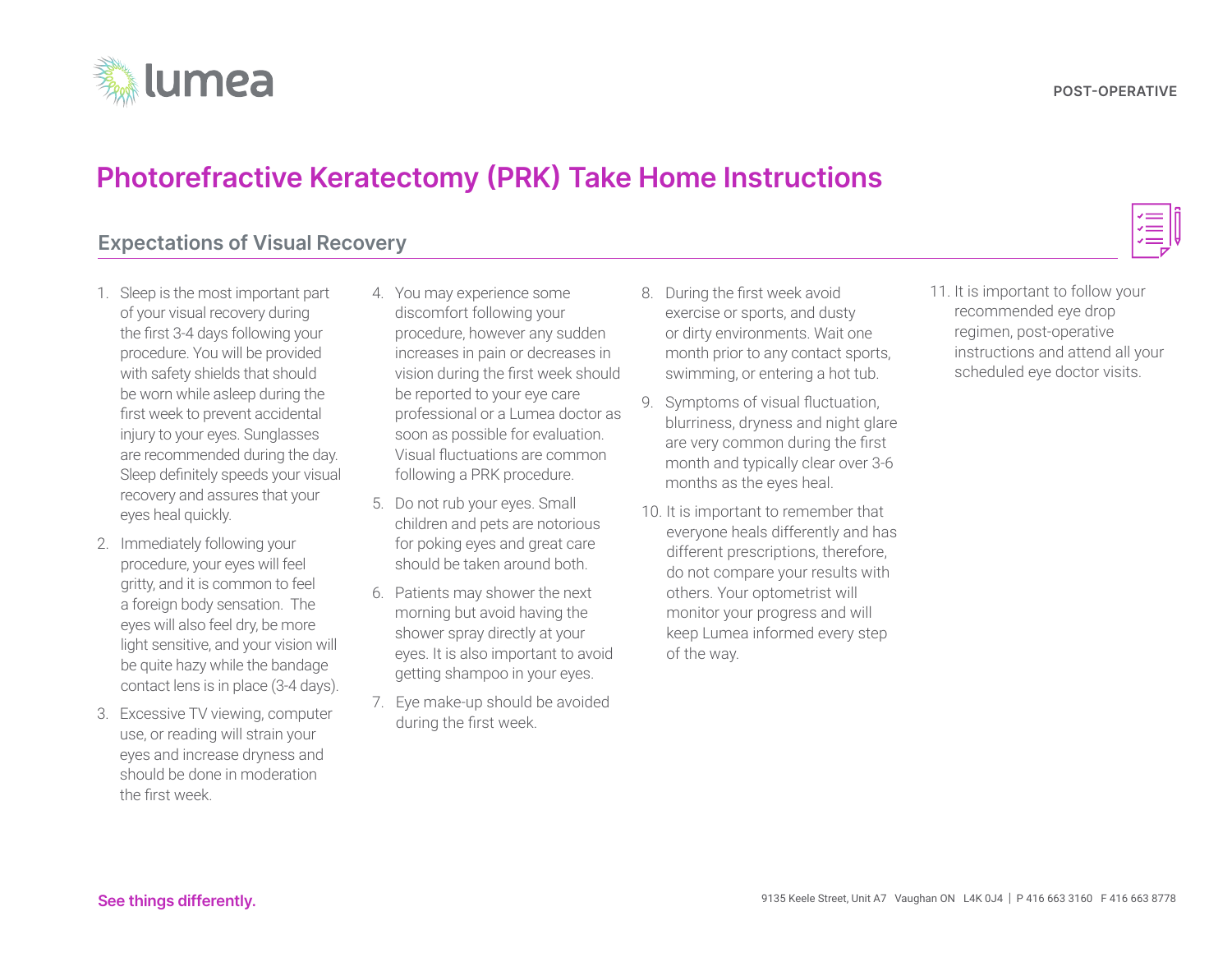POST-OPERATIVE

# Photorefractive Keratectomy (PRK) Take Home Instructions

## Expectations of Visual Recovery

1. Sleep is the most important part of your visual recovery during the first 3-4 days following your procedure. You will be provided with safety shields that should be worn while asleep during the first week to prevent accidental injury to your eyes. Sunglasses are recommended during the day. Sleep definitely speeds your visual recovery and assures that your eyes heal quickly.
2. Immediately following your procedure, your eyes will feel gritty, and it is common to feel a foreign body sensation. The eyes will also feel dry, be more light sensitive, and your vision will be quite hazy while the bandage contact lens is in place (3-4 days).
3. Excessive TV viewing, computer use, or reading will strain your eyes and increase dryness and should be done in moderation the first week.
4. You may experience some discomfort following your procedure, however any sudden increases in pain or decreases in vision during the first week should be reported to your eye care professional or a Lumea doctor as soon as possible for evaluation. Visual fluctuations are common following a PRK procedure.
5. Do not rub your eyes. Small children and pets are notorious for poking eyes and great care should be taken around both.
6. Patients may shower the next morning but avoid having the shower spray directly at your eyes. It is also important to avoid getting shampoo in your eyes.
7. Eye make-up should be avoided during the first week.
8. During the first week avoid exercise or sports, and dusty or dirty environments. Wait one month prior to any contact sports, swimming, or entering a hot tub.
9. Symptoms of visual fluctuation, blurriness, dryness and night glare are very common during the first month and typically clear over 3-6 months as the eyes heal.
10. It is important to remember that everyone heals differently and has different prescriptions, therefore, do not compare your results with others. Your optometrist will monitor your progress and will keep Lumea informed every step of the way.
11. It is important to follow your recommended eye drop regimen, post-operative instructions and attend all your scheduled eye doctor visits.

**See things differently.**

9135 Keele Street, Unit A7 Vaughan ON L4K 0J4 | P 416 663 3160 F 416 663 8778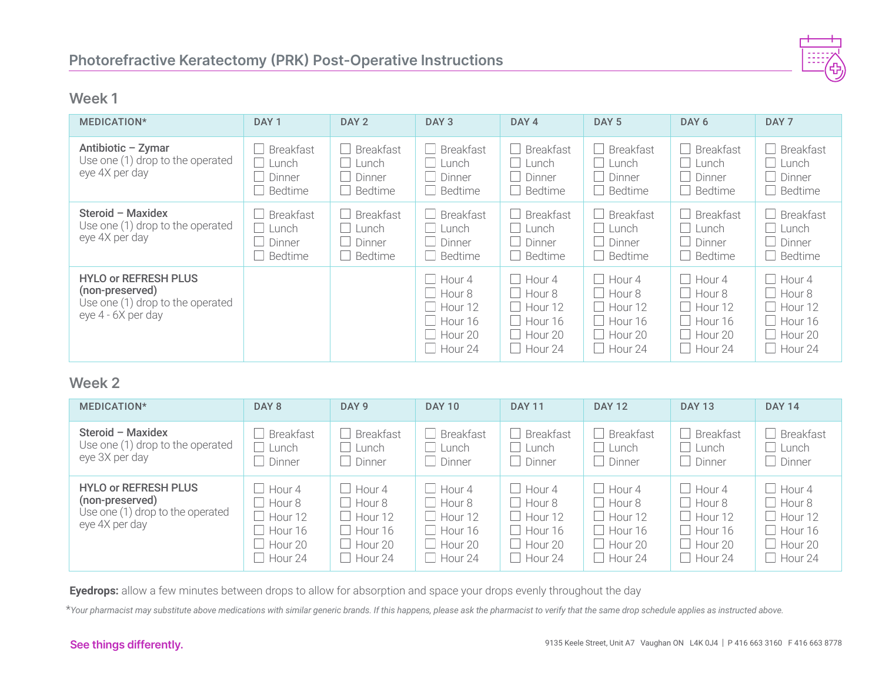# Photorefractive Keratectomy (PRK) Post-Operative Instructions

## Week 1

| MEDICATION* | DAY 1 | DAY 2 | DAY 3 | DAY 4 | DAY 5 | DAY 6 | DAY 7 |
|---|---|---|---|---|---|---|---|
| **Antibiotic – Zymar** Use one (1) drop to the operated eye 4X per day | ☐ Breakfast ☐ Lunch ☐ Dinner ☐ Bedtime | ☐ Breakfast ☐ Lunch ☐ Dinner ☐ Bedtime | ☐ Breakfast ☐ Lunch ☐ Dinner ☐ Bedtime | ☐ Breakfast ☐ Lunch ☐ Dinner ☐ Bedtime | ☐ Breakfast ☐ Lunch ☐ Dinner ☐ Bedtime | ☐ Breakfast ☐ Lunch ☐ Dinner ☐ Bedtime | ☐ Breakfast ☐ Lunch ☐ Dinner ☐ Bedtime |
| **Steroid – Maxidex** Use one (1) drop to the operated eye 4X per day | ☐ Breakfast ☐ Lunch ☐ Dinner ☐ Bedtime | ☐ Breakfast ☐ Lunch ☐ Dinner ☐ Bedtime | ☐ Breakfast ☐ Lunch ☐ Dinner ☐ Bedtime | ☐ Breakfast ☐ Lunch ☐ Dinner ☐ Bedtime | ☐ Breakfast ☐ Lunch ☐ Dinner ☐ Bedtime | ☐ Breakfast ☐ Lunch ☐ Dinner ☐ Bedtime | ☐ Breakfast ☐ Lunch ☐ Dinner ☐ Bedtime |
| **HYLO or REFRESH PLUS (non-preserved)** Use one (1) drop to the operated eye 4 - 6X per day | | | ☐ Hour 4 ☐ Hour 8 ☐ Hour 12 ☐ Hour 16 ☐ Hour 20 ☐ Hour 24 | ☐ Hour 4 ☐ Hour 8 ☐ Hour 12 ☐ Hour 16 ☐ Hour 20 ☐ Hour 24 | ☐ Hour 4 ☐ Hour 8 ☐ Hour 12 ☐ Hour 16 ☐ Hour 20 ☐ Hour 24 | ☐ Hour 4 ☐ Hour 8 ☐ Hour 12 ☐ Hour 16 ☐ Hour 20 ☐ Hour 24 | ☐ Hour 4 ☐ Hour 8 ☐ Hour 12 ☐ Hour 16 ☐ Hour 20 ☐ Hour 24 |

## Week 2

| MEDICATION* | DAY 8 | DAY 9 | DAY 10 | DAY 11 | DAY 12 | DAY 13 | DAY 14 |
|---|---|---|---|---|---|---|---|
| **Steroid – Maxidex** Use one (1) drop to the operated eye 3X per day | ☐ Breakfast ☐ Lunch ☐ Dinner | ☐ Breakfast ☐ Lunch ☐ Dinner | ☐ Breakfast ☐ Lunch ☐ Dinner | ☐ Breakfast ☐ Lunch ☐ Dinner | ☐ Breakfast ☐ Lunch ☐ Dinner | ☐ Breakfast ☐ Lunch ☐ Dinner | ☐ Breakfast ☐ Lunch ☐ Dinner |
| **HYLO or REFRESH PLUS (non-preserved)** Use one (1) drop to the operated eye 4X per day | ☐ Hour 4 ☐ Hour 8 ☐ Hour 12 ☐ Hour 16 ☐ Hour 20 ☐ Hour 24 | ☐ Hour 4 ☐ Hour 8 ☐ Hour 12 ☐ Hour 16 ☐ Hour 20 ☐ Hour 24 | ☐ Hour 4 ☐ Hour 8 ☐ Hour 12 ☐ Hour 16 ☐ Hour 20 ☐ Hour 24 | ☐ Hour 4 ☐ Hour 8 ☐ Hour 12 ☐ Hour 16 ☐ Hour 20 ☐ Hour 24 | ☐ Hour 4 ☐ Hour 8 ☐ Hour 12 ☐ Hour 16 ☐ Hour 20 ☐ Hour 24 | ☐ Hour 4 ☐ Hour 8 ☐ Hour 12 ☐ Hour 16 ☐ Hour 20 ☐ Hour 24 | ☐ Hour 4 ☐ Hour 8 ☐ Hour 12 ☐ Hour 16 ☐ Hour 20 ☐ Hour 24 |

**Eyedrops:** allow a few minutes between drops to allow for absorption and space your drops evenly throughout the day

**Your pharmacist may substitute above medications with similar generic brands. If this happens, please ask the pharmacist to verify that the same drop schedule applies as instructed above.*

See things differently.

9135 Keele Street, Unit A7 Vaughan ON L4K 0J4 | P 416 663 3160 F 416 663 8778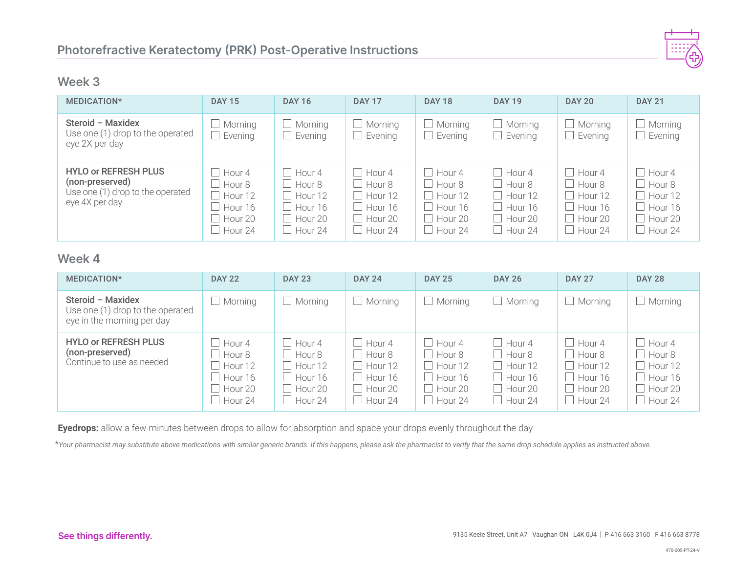# Photorefractive Keratectomy (PRK) Post-Operative Instructions

## Week 3

| MEDICATION* | DAY 15 | DAY 16 | DAY 17 | DAY 18 | DAY 19 | DAY 20 | DAY 21 |
|---|---|---|---|---|---|---|---|
| **Steroid – Maxidex**<br>Use one (1) drop to the operated eye 2X per day | ☐ Morning<br>☐ Evening | ☐ Morning<br>☐ Evening | ☐ Morning<br>☐ Evening | ☐ Morning<br>☐ Evening | ☐ Morning<br>☐ Evening | ☐ Morning<br>☐ Evening | ☐ Morning<br>☐ Evening |
| **HYLO or REFRESH PLUS (non-preserved)**<br>Use one (1) drop to the operated eye 4X per day | ☐ Hour 4<br>☐ Hour 8<br>☐ Hour 12<br>☐ Hour 16<br>☐ Hour 20<br>☐ Hour 24 | ☐ Hour 4<br>☐ Hour 8<br>☐ Hour 12<br>☐ Hour 16<br>☐ Hour 20<br>☐ Hour 24 | ☐ Hour 4<br>☐ Hour 8<br>☐ Hour 12<br>☐ Hour 16<br>☐ Hour 20<br>☐ Hour 24 | ☐ Hour 4<br>☐ Hour 8<br>☐ Hour 12<br>☐ Hour 16<br>☐ Hour 20<br>☐ Hour 24 | ☐ Hour 4<br>☐ Hour 8<br>☐ Hour 12<br>☐ Hour 16<br>☐ Hour 20<br>☐ Hour 24 | ☐ Hour 4<br>☐ Hour 8<br>☐ Hour 12<br>☐ Hour 16<br>☐ Hour 20<br>☐ Hour 24 | ☐ Hour 4<br>☐ Hour 8<br>☐ Hour 12<br>☐ Hour 16<br>☐ Hour 20<br>☐ Hour 24 |

## Week 4

| MEDICATION* | DAY 22 | DAY 23 | DAY 24 | DAY 25 | DAY 26 | DAY 27 | DAY 28 |
|---|---|---|---|---|---|---|---|
| **Steroid – Maxidex**<br>Use one (1) drop to the operated eye in the morning per day | ☐ Morning | ☐ Morning | ☐ Morning | ☐ Morning | ☐ Morning | ☐ Morning | ☐ Morning |
| **HYLO or REFRESH PLUS (non-preserved)**<br>Continue to use as needed | ☐ Hour 4<br>☐ Hour 8<br>☐ Hour 12<br>☐ Hour 16<br>☐ Hour 20<br>☐ Hour 24 | ☐ Hour 4<br>☐ Hour 8<br>☐ Hour 12<br>☐ Hour 16<br>☐ Hour 20<br>☐ Hour 24 | ☐ Hour 4<br>☐ Hour 8<br>☐ Hour 12<br>☐ Hour 16<br>☐ Hour 20<br>☐ Hour 24 | ☐ Hour 4<br>☐ Hour 8<br>☐ Hour 12<br>☐ Hour 16<br>☐ Hour 20<br>☐ Hour 24 | ☐ Hour 4<br>☐ Hour 8<br>☐ Hour 12<br>☐ Hour 16<br>☐ Hour 20<br>☐ Hour 24 | ☐ Hour 4<br>☐ Hour 8<br>☐ Hour 12<br>☐ Hour 16<br>☐ Hour 20<br>☐ Hour 24 | ☐ Hour 4<br>☐ Hour 8<br>☐ Hour 12<br>☐ Hour 16<br>☐ Hour 20<br>☐ Hour 24 |

**Eyedrops:** allow a few minutes between drops to allow for absorption and space your drops evenly throughout the day

*\*Your pharmacist may substitute above medications with similar generic brands. If this happens, please ask the pharmacist to verify that the same drop schedule applies as instructed above.*

See things differently.

9135 Keele Street, Unit A7 Vaughan ON L4K 0J4 | P 416 663 3160 F 416 663 8778

470-005-PT-24-V